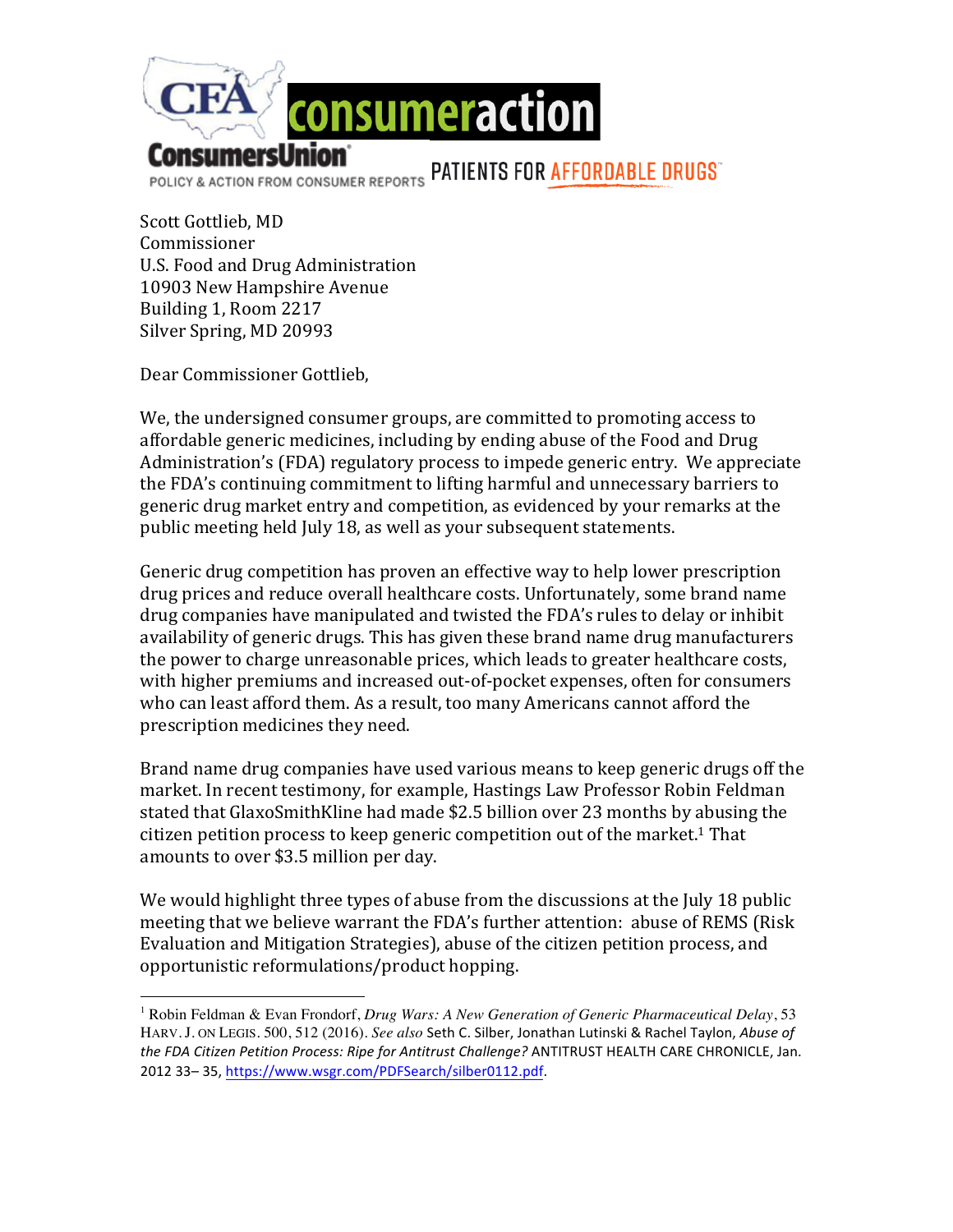CFA consumeraction

ConsumersUnion POLICY & ACTION FROM CONSUMER REPORTS PATIENTS FOR AFFORDABLE DRUGS

Scott Gottlieb, MD
Commissioner
U.S. Food and Drug Administration
10903 New Hampshire Avenue
Building 1, Room 2217
Silver Spring, MD 20993

Dear Commissioner Gottlieb,

We, the undersigned consumer groups, are committed to promoting access to affordable generic medicines, including by ending abuse of the Food and Drug Administration's (FDA) regulatory process to impede generic entry. We appreciate the FDA's continuing commitment to lifting harmful and unnecessary barriers to generic drug market entry and competition, as evidenced by your remarks at the public meeting held July 18, as well as your subsequent statements.

Generic drug competition has proven an effective way to help lower prescription drug prices and reduce overall healthcare costs. Unfortunately, some brand name drug companies have manipulated and twisted the FDA's rules to delay or inhibit availability of generic drugs. This has given these brand name drug manufacturers the power to charge unreasonable prices, which leads to greater healthcare costs, with higher premiums and increased out-of-pocket expenses, often for consumers who can least afford them. As a result, too many Americans cannot afford the prescription medicines they need.

Brand name drug companies have used various means to keep generic drugs off the market. In recent testimony, for example, Hastings Law Professor Robin Feldman stated that GlaxoSmithKline had made $2.5 billion over 23 months by abusing the citizen petition process to keep generic competition out of the market.[1] That amounts to over $3.5 million per day.

We would highlight three types of abuse from the discussions at the July 18 public meeting that we believe warrant the FDA's further attention: abuse of REMS (Risk Evaluation and Mitigation Strategies), abuse of the citizen petition process, and opportunistic reformulations/product hopping.

---

[1] Robin Feldman & Evan Frondorf, *Drug Wars: A New Generation of Generic Pharmaceutical Delay*, 53 HARV. J. ON LEGIS. 500, 512 (2016). *See also* Seth C. Silber, Jonathan Lutinski & Rachel Taylon, *Abuse of the FDA Citizen Petition Process: Ripe for Antitrust Challenge?* ANTITRUST HEALTH CARE CHRONICLE, Jan. 2012 33– 35, https://www.wsgr.com/PDFSearch/silber0112.pdf.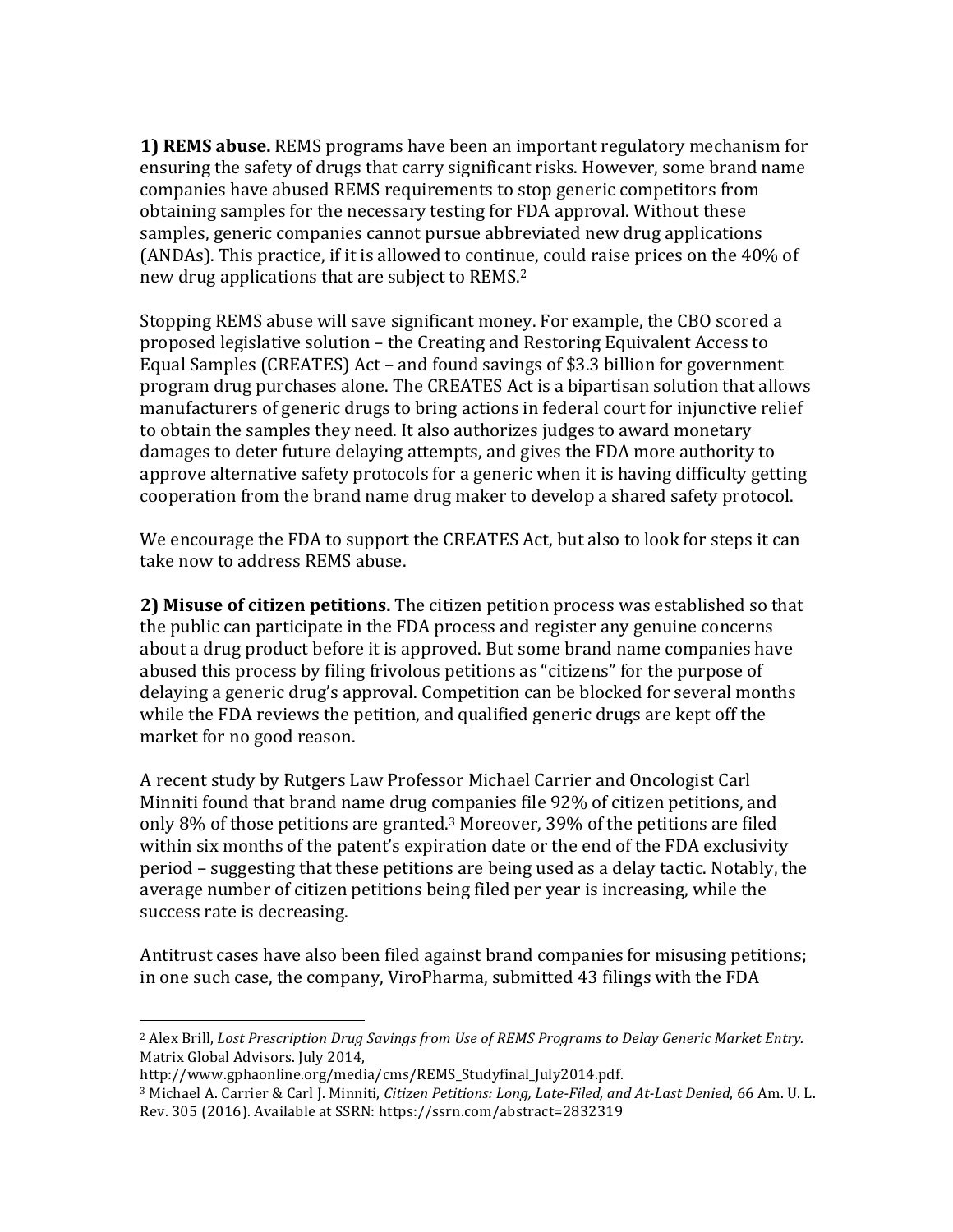**1) REMS abuse.** REMS programs have been an important regulatory mechanism for ensuring the safety of drugs that carry significant risks. However, some brand name companies have abused REMS requirements to stop generic competitors from obtaining samples for the necessary testing for FDA approval. Without these samples, generic companies cannot pursue abbreviated new drug applications (ANDAs). This practice, if it is allowed to continue, could raise prices on the 40% of new drug applications that are subject to REMS.[2]

Stopping REMS abuse will save significant money. For example, the CBO scored a proposed legislative solution – the Creating and Restoring Equivalent Access to Equal Samples (CREATES) Act – and found savings of $3.3 billion for government program drug purchases alone. The CREATES Act is a bipartisan solution that allows manufacturers of generic drugs to bring actions in federal court for injunctive relief to obtain the samples they need. It also authorizes judges to award monetary damages to deter future delaying attempts, and gives the FDA more authority to approve alternative safety protocols for a generic when it is having difficulty getting cooperation from the brand name drug maker to develop a shared safety protocol.

We encourage the FDA to support the CREATES Act, but also to look for steps it can take now to address REMS abuse.

**2) Misuse of citizen petitions.** The citizen petition process was established so that the public can participate in the FDA process and register any genuine concerns about a drug product before it is approved. But some brand name companies have abused this process by filing frivolous petitions as "citizens" for the purpose of delaying a generic drug's approval. Competition can be blocked for several months while the FDA reviews the petition, and qualified generic drugs are kept off the market for no good reason.

A recent study by Rutgers Law Professor Michael Carrier and Oncologist Carl Minniti found that brand name drug companies file 92% of citizen petitions, and only 8% of those petitions are granted.[3] Moreover, 39% of the petitions are filed within six months of the patent's expiration date or the end of the FDA exclusivity period – suggesting that these petitions are being used as a delay tactic. Notably, the average number of citizen petitions being filed per year is increasing, while the success rate is decreasing.

Antitrust cases have also been filed against brand companies for misusing petitions; in one such case, the company, ViroPharma, submitted 43 filings with the FDA

---

[2] Alex Brill, *Lost Prescription Drug Savings from Use of REMS Programs to Delay Generic Market Entry.* Matrix Global Advisors. July 2014, http://www.gphaonline.org/media/cms/REMS_Studyfinal_July2014.pdf.

[3] Michael A. Carrier & Carl J. Minniti, *Citizen Petitions: Long, Late-Filed, and At-Last Denied*, 66 Am. U. L. Rev. 305 (2016). Available at SSRN: https://ssrn.com/abstract=2832319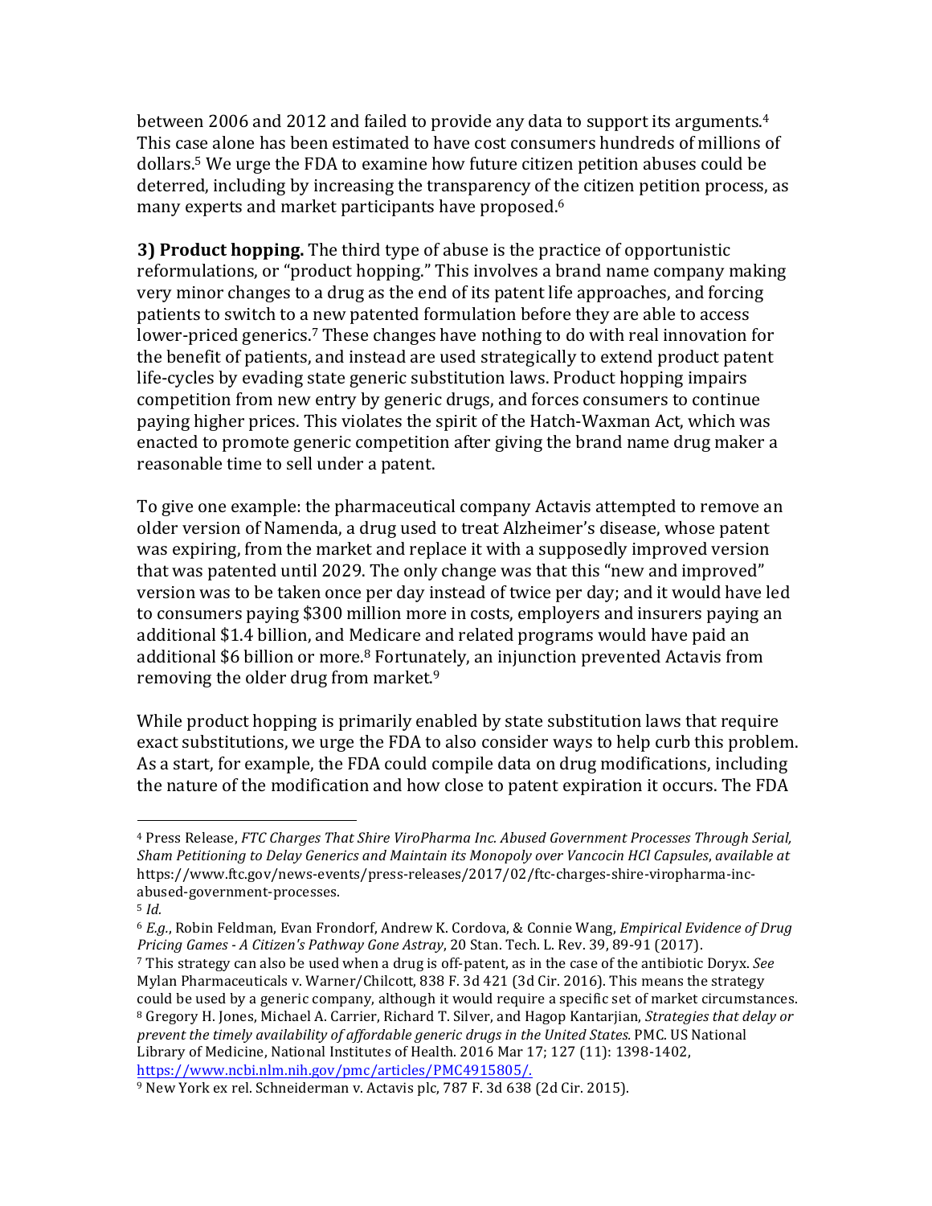between 2006 and 2012 and failed to provide any data to support its arguments.[4] This case alone has been estimated to have cost consumers hundreds of millions of dollars.[5] We urge the FDA to examine how future citizen petition abuses could be deterred, including by increasing the transparency of the citizen petition process, as many experts and market participants have proposed.[6]

**3) Product hopping.** The third type of abuse is the practice of opportunistic reformulations, or "product hopping." This involves a brand name company making very minor changes to a drug as the end of its patent life approaches, and forcing patients to switch to a new patented formulation before they are able to access lower-priced generics.[7] These changes have nothing to do with real innovation for the benefit of patients, and instead are used strategically to extend product patent life-cycles by evading state generic substitution laws. Product hopping impairs competition from new entry by generic drugs, and forces consumers to continue paying higher prices. This violates the spirit of the Hatch-Waxman Act, which was enacted to promote generic competition after giving the brand name drug maker a reasonable time to sell under a patent.

To give one example: the pharmaceutical company Actavis attempted to remove an older version of Namenda, a drug used to treat Alzheimer's disease, whose patent was expiring, from the market and replace it with a supposedly improved version that was patented until 2029. The only change was that this "new and improved" version was to be taken once per day instead of twice per day; and it would have led to consumers paying $300 million more in costs, employers and insurers paying an additional $1.4 billion, and Medicare and related programs would have paid an additional $6 billion or more.[8] Fortunately, an injunction prevented Actavis from removing the older drug from market.[9]

While product hopping is primarily enabled by state substitution laws that require exact substitutions, we urge the FDA to also consider ways to help curb this problem. As a start, for example, the FDA could compile data on drug modifications, including the nature of the modification and how close to patent expiration it occurs. The FDA

---

[4] Press Release, *FTC Charges That Shire ViroPharma Inc. Abused Government Processes Through Serial, Sham Petitioning to Delay Generics and Maintain its Monopoly over Vancocin HCl Capsules*, *available at* https://www.ftc.gov/news-events/press-releases/2017/02/ftc-charges-shire-viropharma-inc-abused-government-processes.

[5] *Id.*

[6] *E.g.*, Robin Feldman, Evan Frondorf, Andrew K. Cordova, & Connie Wang, *Empirical Evidence of Drug Pricing Games - A Citizen's Pathway Gone Astray*, 20 Stan. Tech. L. Rev. 39, 89-91 (2017).

[7] This strategy can also be used when a drug is off-patent, as in the case of the antibiotic Doryx. *See* Mylan Pharmaceuticals v. Warner/Chilcott, 838 F. 3d 421 (3d Cir. 2016). This means the strategy could be used by a generic company, although it would require a specific set of market circumstances.

[8] Gregory H. Jones, Michael A. Carrier, Richard T. Silver, and Hagop Kantarjian, *Strategies that delay or prevent the timely availability of affordable generic drugs in the United States.* PMC. US National Library of Medicine, National Institutes of Health. 2016 Mar 17; 127 (11): 1398-1402, https://www.ncbi.nlm.nih.gov/pmc/articles/PMC4915805/.

[9] New York ex rel. Schneiderman v. Actavis plc, 787 F. 3d 638 (2d Cir. 2015).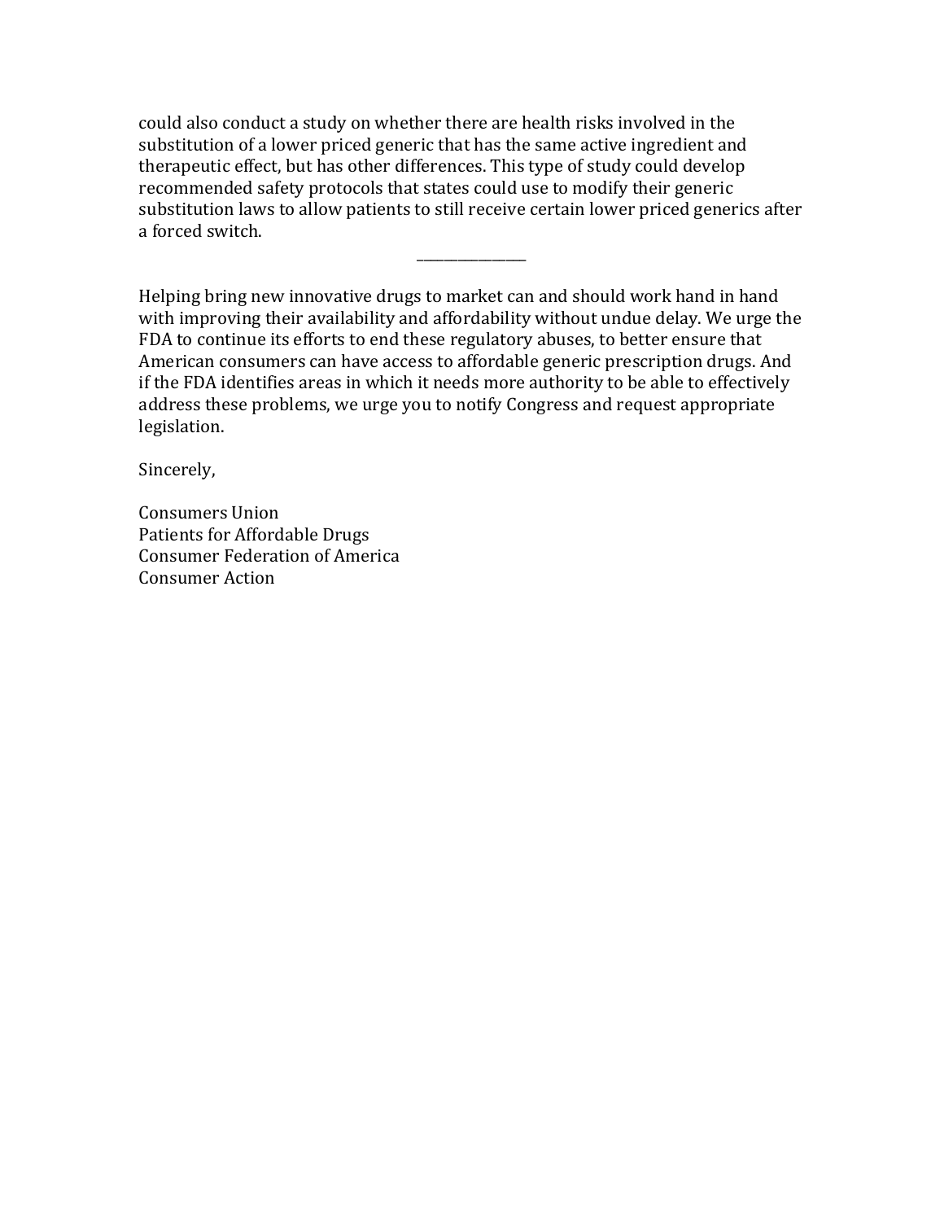could also conduct a study on whether there are health risks involved in the substitution of a lower priced generic that has the same active ingredient and therapeutic effect, but has other differences. This type of study could develop recommended safety protocols that states could use to modify their generic substitution laws to allow patients to still receive certain lower priced generics after a forced switch.

---

Helping bring new innovative drugs to market can and should work hand in hand with improving their availability and affordability without undue delay. We urge the FDA to continue its efforts to end these regulatory abuses, to better ensure that American consumers can have access to affordable generic prescription drugs. And if the FDA identifies areas in which it needs more authority to be able to effectively address these problems, we urge you to notify Congress and request appropriate legislation.

Sincerely,

Consumers Union
Patients for Affordable Drugs
Consumer Federation of America
Consumer Action